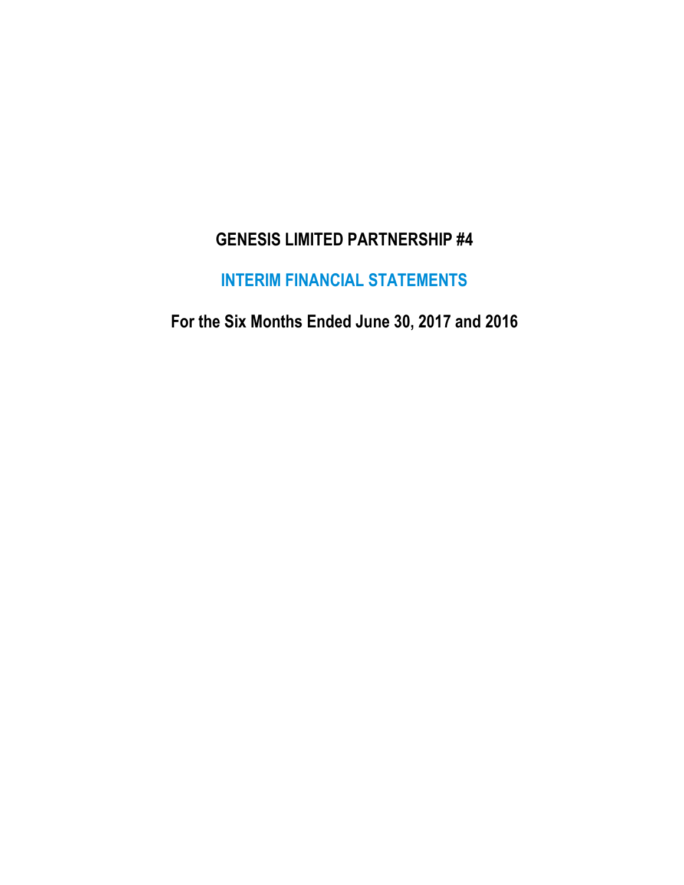# GENESIS LIMITED PARTNERSHIP #4

## INTERIM FINANCIAL STATEMENTS

## For the Six Months Ended June 30, 2017 and 2016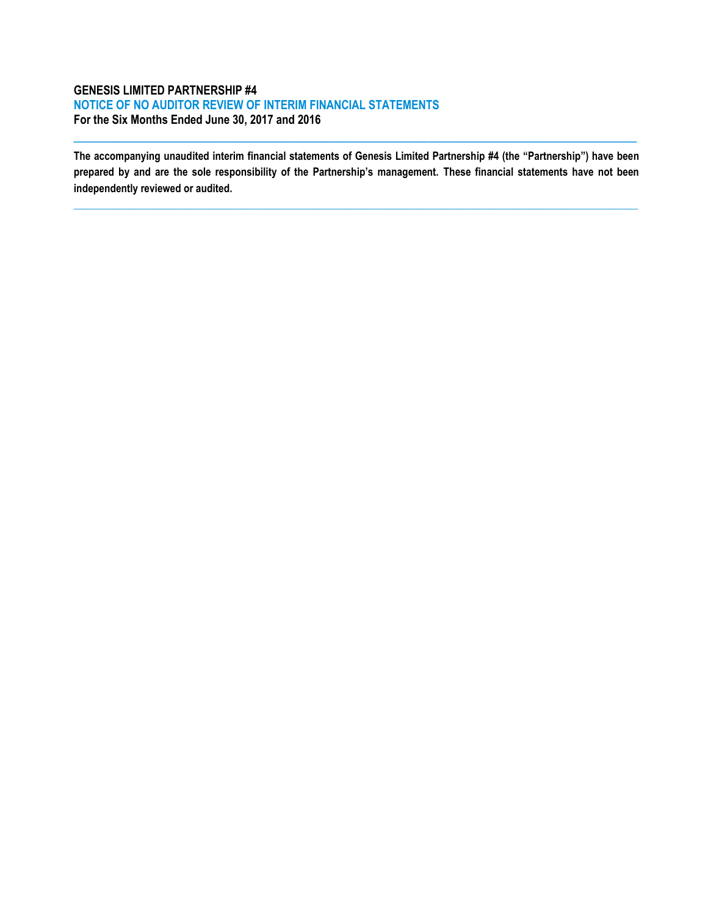**GENESIS LIMITED PARTNERSHIP #4**

**NOTICE OF NO AUDITOR REVIEW OF INTERIM FINANCIAL STATEMENTS**

**For the Six Months Ended June 30, 2017 and 2016**

---

**The accompanying unaudited interim financial statements of Genesis Limited Partnership #4 (the "Partnership") have been prepared by and are the sole responsibility of the Partnership's management. These financial statements have not been independently reviewed or audited.**

---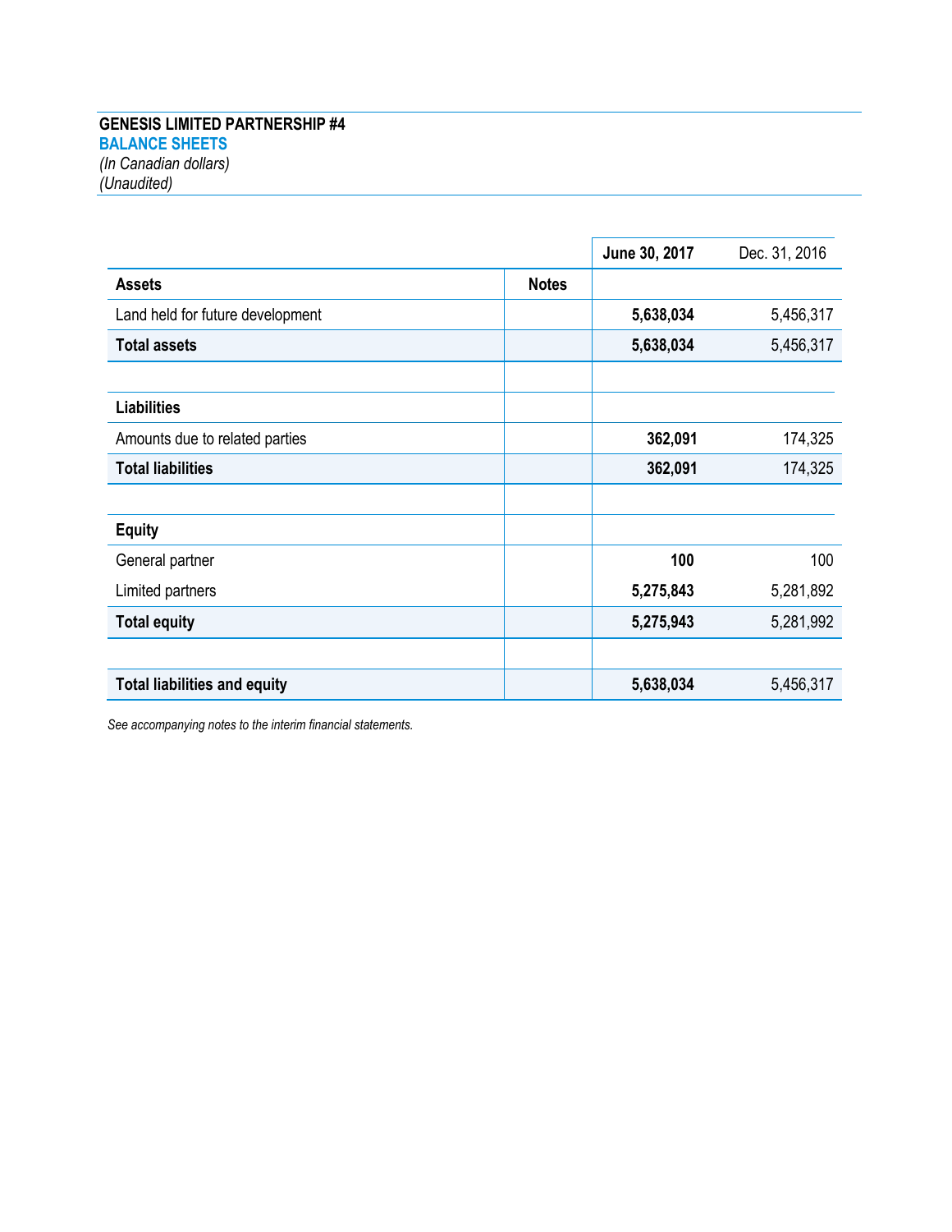**GENESIS LIMITED PARTNERSHIP #4**

**BALANCE SHEETS**

*(In Canadian dollars)*

*(Unaudited)*

| | | **June 30, 2017** | Dec. 31, 2016 |
|---|---|---|---|
| **Assets** | **Notes** | | |
| Land held for future development | | **5,638,034** | 5,456,317 |
| **Total assets** | | **5,638,034** | 5,456,317 |
| | | | |
| **Liabilities** | | | |
| Amounts due to related parties | | **362,091** | 174,325 |
| **Total liabilities** | | **362,091** | 174,325 |
| | | | |
| **Equity** | | | |
| General partner | | **100** | 100 |
| Limited partners | | **5,275,843** | 5,281,892 |
| **Total equity** | | **5,275,943** | 5,281,992 |
| | | | |
| **Total liabilities and equity** | | **5,638,034** | 5,456,317 |

*See accompanying notes to the interim financial statements.*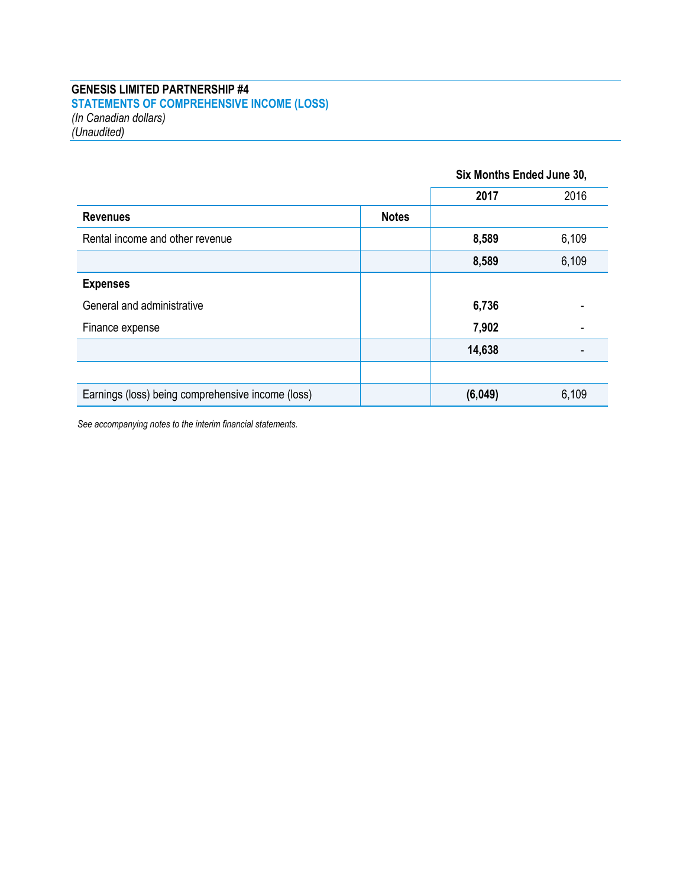**GENESIS LIMITED PARTNERSHIP #4**

**STATEMENTS OF COMPREHENSIVE INCOME (LOSS)**

*(In Canadian dollars)*

*(Unaudited)*

| | | Six Months Ended June 30, | |
|---|---|---|---|
| | | **2017** | 2016 |
| **Revenues** | **Notes** | | |
| Rental income and other revenue | | **8,589** | 6,109 |
| | | **8,589** | 6,109 |
| **Expenses** | | | |
| General and administrative | | **6,736** | - |
| Finance expense | | **7,902** | - |
| | | **14,638** | - |
| | | | |
| Earnings (loss) being comprehensive income (loss) | | **(6,049)** | 6,109 |

*See accompanying notes to the interim financial statements.*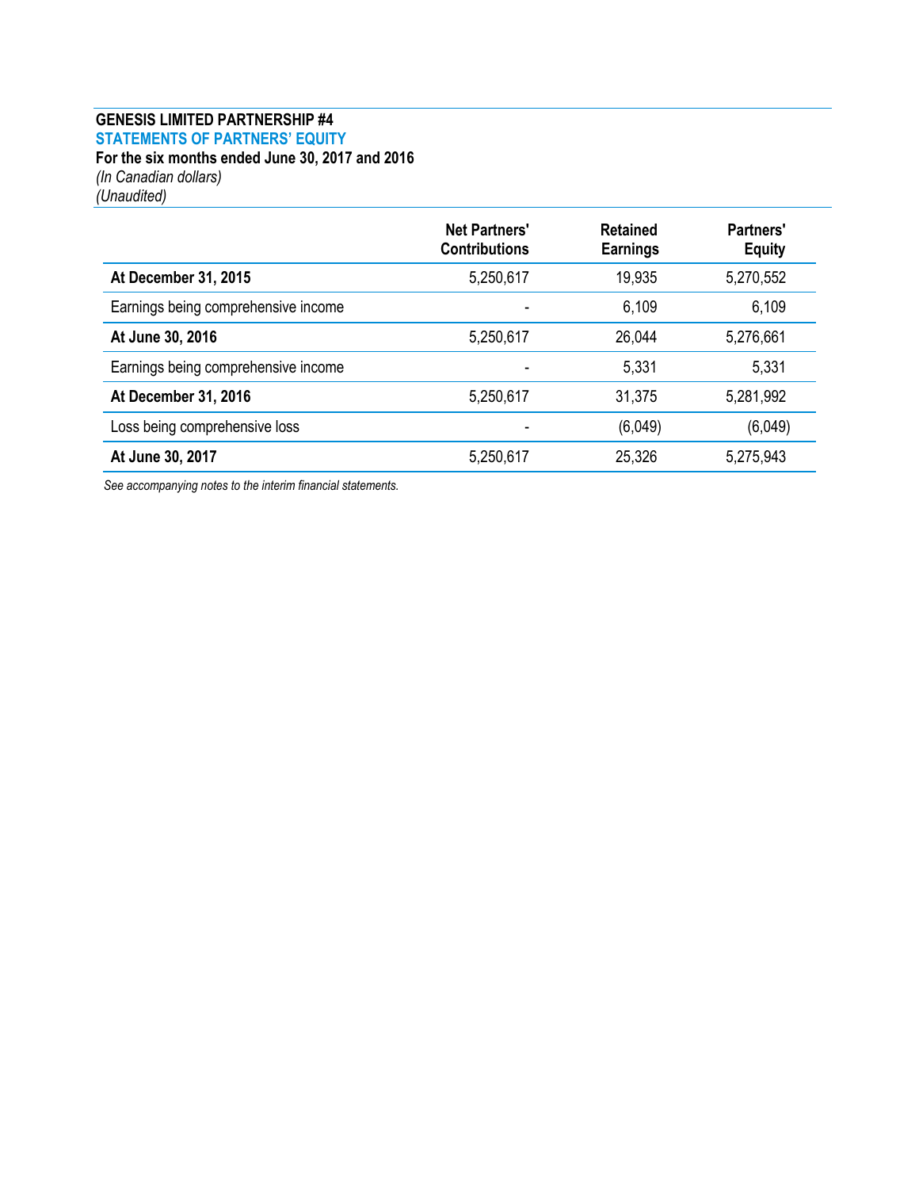**GENESIS LIMITED PARTNERSHIP #4**

**STATEMENTS OF PARTNERS' EQUITY**

**For the six months ended June 30, 2017 and 2016**

*(In Canadian dollars)*

*(Unaudited)*

| | Net Partners' Contributions | Retained Earnings | Partners' Equity |
|---|---|---|---|
| **At December 31, 2015** | 5,250,617 | 19,935 | 5,270,552 |
| Earnings being comprehensive income | - | 6,109 | 6,109 |
| **At June 30, 2016** | 5,250,617 | 26,044 | 5,276,661 |
| Earnings being comprehensive income | - | 5,331 | 5,331 |
| **At December 31, 2016** | 5,250,617 | 31,375 | 5,281,992 |
| Loss being comprehensive loss | - | (6,049) | (6,049) |
| **At June 30, 2017** | 5,250,617 | 25,326 | 5,275,943 |

*See accompanying notes to the interim financial statements.*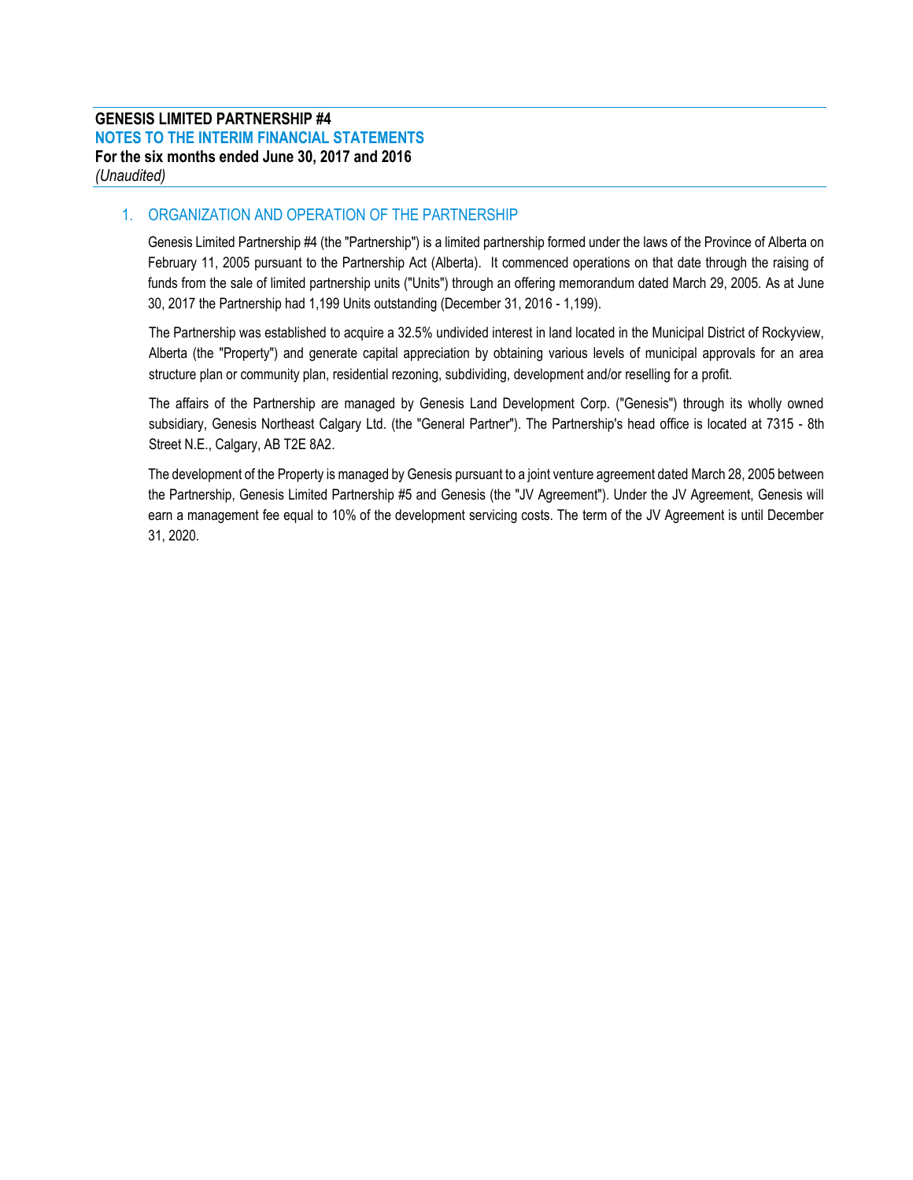# GENESIS LIMITED PARTNERSHIP #4

## NOTES TO THE INTERIM FINANCIAL STATEMENTS

**For the six months ended June 30, 2017 and 2016**

*(Unaudited)*

## 1. ORGANIZATION AND OPERATION OF THE PARTNERSHIP

Genesis Limited Partnership #4 (the "Partnership") is a limited partnership formed under the laws of the Province of Alberta on February 11, 2005 pursuant to the Partnership Act (Alberta). It commenced operations on that date through the raising of funds from the sale of limited partnership units ("Units") through an offering memorandum dated March 29, 2005. As at June 30, 2017 the Partnership had 1,199 Units outstanding (December 31, 2016 - 1,199).

The Partnership was established to acquire a 32.5% undivided interest in land located in the Municipal District of Rockyview, Alberta (the "Property") and generate capital appreciation by obtaining various levels of municipal approvals for an area structure plan or community plan, residential rezoning, subdividing, development and/or reselling for a profit.

The affairs of the Partnership are managed by Genesis Land Development Corp. ("Genesis") through its wholly owned subsidiary, Genesis Northeast Calgary Ltd. (the "General Partner"). The Partnership's head office is located at 7315 - 8th Street N.E., Calgary, AB T2E 8A2.

The development of the Property is managed by Genesis pursuant to a joint venture agreement dated March 28, 2005 between the Partnership, Genesis Limited Partnership #5 and Genesis (the "JV Agreement"). Under the JV Agreement, Genesis will earn a management fee equal to 10% of the development servicing costs. The term of the JV Agreement is until December 31, 2020.